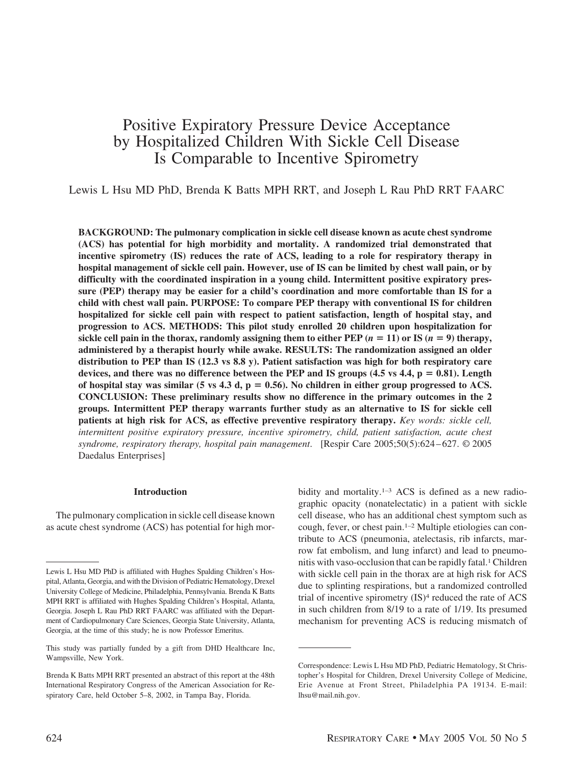# Positive Expiratory Pressure Device Acceptance by Hospitalized Children With Sickle Cell Disease Is Comparable to Incentive Spirometry

Lewis L Hsu MD PhD, Brenda K Batts MPH RRT, and Joseph L Rau PhD RRT FAARC

**BACKGROUND: The pulmonary complication in sickle cell disease known as acute chest syndrome (ACS) has potential for high morbidity and mortality. A randomized trial demonstrated that incentive spirometry (IS) reduces the rate of ACS, leading to a role for respiratory therapy in hospital management of sickle cell pain. However, use of IS can be limited by chest wall pain, or by difficulty with the coordinated inspiration in a young child. Intermittent positive expiratory pressure (PEP) therapy may be easier for a child's coordination and more comfortable than IS for a child with chest wall pain. PURPOSE: To compare PEP therapy with conventional IS for children hospitalized for sickle cell pain with respect to patient satisfaction, length of hospital stay, and progression to ACS. METHODS: This pilot study enrolled 20 children upon hospitalization for sickle cell pain in the thorax, randomly assigning them to either PEP ($n = 11$) or IS ($n = 9$) therapy, administered by a therapist hourly while awake. RESULTS: The randomization assigned an older distribution to PEP than IS (12.3 vs 8.8 y). Patient satisfaction was high for both respiratory care devices, and there was no difference between the PEP and IS groups (4.5 vs 4.4, $p = 0.81$). Length of hospital stay was similar (5 vs 4.3 d, $p = 0.56$). No children in either group progressed to ACS. CONCLUSION: These preliminary results show no difference in the primary outcomes in the 2 groups. Intermittent PEP therapy warrants further study as an alternative to IS for sickle cell patients at high risk for ACS, as effective preventive respiratory therapy.** *Key words: sickle cell, intermittent positive expiratory pressure, incentive spirometry, child, patient satisfaction, acute chest syndrome, respiratory therapy, hospital pain management*. [Respir Care 2005;50(5):624–627. © 2005 Daedalus Enterprises]

## Introduction

The pulmonary complication in sickle cell disease known as acute chest syndrome (ACS) has potential for high morbidity and mortality.[1–3] ACS is defined as a new radiographic opacity (nonatelectatic) in a patient with sickle cell disease, who has an additional chest symptom such as cough, fever, or chest pain.[1–2] Multiple etiologies can contribute to ACS (pneumonia, atelectasis, rib infarcts, marrow fat embolism, and lung infarct) and lead to pneumonitis with vaso-occlusion that can be rapidly fatal.[1] Children with sickle cell pain in the thorax are at high risk for ACS due to splinting respirations, but a randomized controlled trial of incentive spirometry (IS)[4] reduced the rate of ACS in such children from 8/19 to a rate of 1/19. Its presumed mechanism for preventing ACS is reducing mismatch of

---

Lewis L Hsu MD PhD is affiliated with Hughes Spalding Children's Hospital, Atlanta, Georgia, and with the Division of Pediatric Hematology, Drexel University College of Medicine, Philadelphia, Pennsylvania. Brenda K Batts MPH RRT is affiliated with Hughes Spalding Children's Hospital, Atlanta, Georgia. Joseph L Rau PhD RRT FAARC was affiliated with the Department of Cardiopulmonary Care Sciences, Georgia State University, Atlanta, Georgia, at the time of this study; he is now Professor Emeritus.

This study was partially funded by a gift from DHD Healthcare Inc, Wampsville, New York.

Brenda K Batts MPH RRT presented an abstract of this report at the 48th International Respiratory Congress of the American Association for Respiratory Care, held October 5–8, 2002, in Tampa Bay, Florida.

Correspondence: Lewis L Hsu MD PhD, Pediatric Hematology, St Christopher's Hospital for Children, Drexel University College of Medicine, Erie Avenue at Front Street, Philadelphia PA 19134. E-mail: lhsu@mail.nih.gov.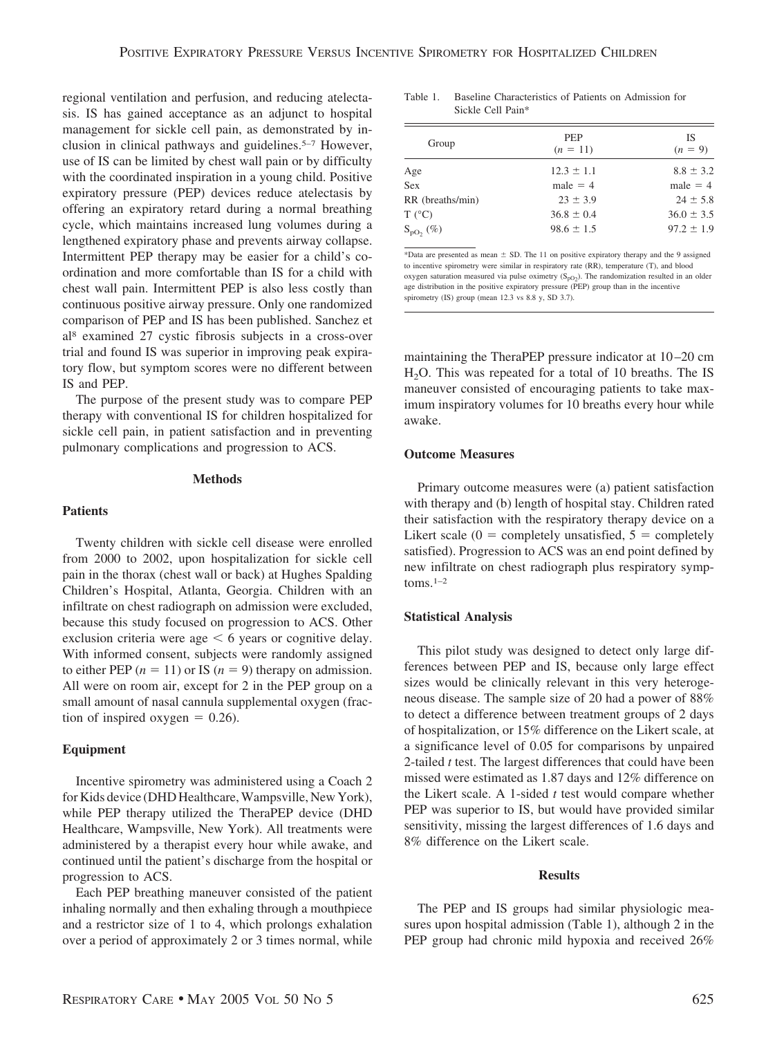regional ventilation and perfusion, and reducing atelectasis. IS has gained acceptance as an adjunct to hospital management for sickle cell pain, as demonstrated by inclusion in clinical pathways and guidelines.[5–7] However, use of IS can be limited by chest wall pain or by difficulty with the coordinated inspiration in a young child. Positive expiratory pressure (PEP) devices reduce atelectasis by offering an expiratory retard during a normal breathing cycle, which maintains increased lung volumes during a lengthened expiratory phase and prevents airway collapse. Intermittent PEP therapy may be easier for a child's coordination and more comfortable than IS for a child with chest wall pain. Intermittent PEP is also less costly than continuous positive airway pressure. Only one randomized comparison of PEP and IS has been published. Sanchez et al[8] examined 27 cystic fibrosis subjects in a cross-over trial and found IS was superior in improving peak expiratory flow, but symptom scores were no different between IS and PEP.

The purpose of the present study was to compare PEP therapy with conventional IS for children hospitalized for sickle cell pain, in patient satisfaction and in preventing pulmonary complications and progression to ACS.

## Methods

### Patients

Twenty children with sickle cell disease were enrolled from 2000 to 2002, upon hospitalization for sickle cell pain in the thorax (chest wall or back) at Hughes Spalding Children's Hospital, Atlanta, Georgia. Children with an infiltrate on chest radiograph on admission were excluded, because this study focused on progression to ACS. Other exclusion criteria were age < 6 years or cognitive delay. With informed consent, subjects were randomly assigned to either PEP ($n = 11$) or IS ($n = 9$) therapy on admission. All were on room air, except for 2 in the PEP group on a small amount of nasal cannula supplemental oxygen (fraction of inspired oxygen = 0.26).

### Equipment

Incentive spirometry was administered using a Coach 2 for Kids device (DHD Healthcare, Wampsville, New York), while PEP therapy utilized the TheraPEP device (DHD Healthcare, Wampsville, New York). All treatments were administered by a therapist every hour while awake, and continued until the patient's discharge from the hospital or progression to ACS.

Each PEP breathing maneuver consisted of the patient inhaling normally and then exhaling through a mouthpiece and a restrictor size of 1 to 4, which prolongs exhalation over a period of approximately 2 or 3 times normal, while maintaining the TheraPEP pressure indicator at 10–20 cm $H_2O$. This was repeated for a total of 10 breaths. The IS maneuver consisted of encouraging patients to take maximum inspiratory volumes for 10 breaths every hour while awake.

Table 1. Baseline Characteristics of Patients on Admission for Sickle Cell Pain*

| Group | PEP ($n = 11$) | IS ($n = 9$) |
|---|---|---|
| Age | 12.3 ± 1.1 | 8.8 ± 3.2 |
| Sex | male = 4 | male = 4 |
| RR (breaths/min) | 23 ± 3.9 | 24 ± 5.8 |
| T (°C) | 36.8 ± 0.4 | 36.0 ± 3.5 |
| $S_{pO_2}$ (%) | 98.6 ± 1.5 | 97.2 ± 1.9 |

*Data are presented as mean ± SD. The 11 on positive expiratory therapy and the 9 assigned to incentive spirometry were similar in respiratory rate (RR), temperature (T), and blood oxygen saturation measured via pulse oximetry ($S_{pO_2}$). The randomization resulted in an older age distribution in the positive expiratory pressure (PEP) group than in the incentive spirometry (IS) group (mean 12.3 vs 8.8 y, SD 3.7).

### Outcome Measures

Primary outcome measures were (a) patient satisfaction with therapy and (b) length of hospital stay. Children rated their satisfaction with the respiratory therapy device on a Likert scale (0 = completely unsatisfied, 5 = completely satisfied). Progression to ACS was an end point defined by new infiltrate on chest radiograph plus respiratory symptoms.[1–2]

### Statistical Analysis

This pilot study was designed to detect only large differences between PEP and IS, because only large effect sizes would be clinically relevant in this very heterogeneous disease. The sample size of 20 had a power of 88% to detect a difference between treatment groups of 2 days of hospitalization, or 15% difference on the Likert scale, at a significance level of 0.05 for comparisons by unpaired 2-tailed *t* test. The largest differences that could have been missed were estimated as 1.87 days and 12% difference on the Likert scale. A 1-sided *t* test would compare whether PEP was superior to IS, but would have provided similar sensitivity, missing the largest differences of 1.6 days and 8% difference on the Likert scale.

## Results

The PEP and IS groups had similar physiologic measures upon hospital admission (Table 1), although 2 in the PEP group had chronic mild hypoxia and received 26%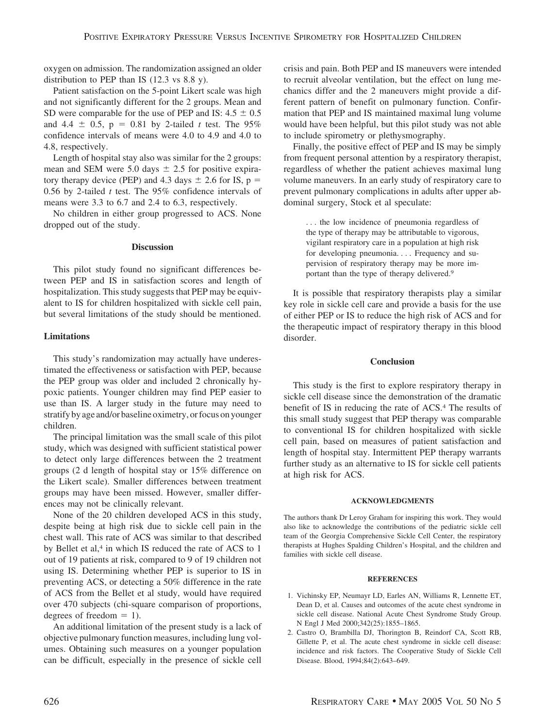oxygen on admission. The randomization assigned an older distribution to PEP than IS (12.3 vs 8.8 y).

Patient satisfaction on the 5-point Likert scale was high and not significantly different for the 2 groups. Mean and SD were comparable for the use of PEP and IS: $4.5 \pm 0.5$ and $4.4 \pm 0.5$, $p = 0.81$ by 2-tailed *t* test. The 95% confidence intervals of means were 4.0 to 4.9 and 4.0 to 4.8, respectively.

Length of hospital stay also was similar for the 2 groups: mean and SEM were 5.0 days $\pm$ 2.5 for positive expiratory therapy device (PEP) and 4.3 days $\pm$ 2.6 for IS, $p = 0.56$ by 2-tailed *t* test. The 95% confidence intervals of means were 3.3 to 6.7 and 2.4 to 6.3, respectively.

No children in either group progressed to ACS. None dropped out of the study.

## Discussion

This pilot study found no significant differences between PEP and IS in satisfaction scores and length of hospitalization. This study suggests that PEP may be equivalent to IS for children hospitalized with sickle cell pain, but several limitations of the study should be mentioned.

### Limitations

This study's randomization may actually have underestimated the effectiveness or satisfaction with PEP, because the PEP group was older and included 2 chronically hypoxic patients. Younger children may find PEP easier to use than IS. A larger study in the future may need to stratify by age and/or baseline oximetry, or focus on younger children.

The principal limitation was the small scale of this pilot study, which was designed with sufficient statistical power to detect only large differences between the 2 treatment groups (2 d length of hospital stay or 15% difference on the Likert scale). Smaller differences between treatment groups may have been missed. However, smaller differences may not be clinically relevant.

None of the 20 children developed ACS in this study, despite being at high risk due to sickle cell pain in the chest wall. This rate of ACS was similar to that described by Bellet et al,[4] in which IS reduced the rate of ACS to 1 out of 19 patients at risk, compared to 9 of 19 children not using IS. Determining whether PEP is superior to IS in preventing ACS, or detecting a 50% difference in the rate of ACS from the Bellet et al study, would have required over 470 subjects (chi-square comparison of proportions, degrees of freedom = 1).

An additional limitation of the present study is a lack of objective pulmonary function measures, including lung volumes. Obtaining such measures on a younger population can be difficult, especially in the presence of sickle cell crisis and pain. Both PEP and IS maneuvers were intended to recruit alveolar ventilation, but the effect on lung mechanics differ and the 2 maneuvers might provide a different pattern of benefit on pulmonary function. Confirmation that PEP and IS maintained maximal lung volume would have been helpful, but this pilot study was not able to include spirometry or plethysmography.

Finally, the positive effect of PEP and IS may be simply from frequent personal attention by a respiratory therapist, regardless of whether the patient achieves maximal lung volume maneuvers. In an early study of respiratory care to prevent pulmonary complications in adults after upper abdominal surgery, Stock et al speculate:

> . . . the low incidence of pneumonia regardless of the type of therapy may be attributable to vigorous, vigilant respiratory care in a population at high risk for developing pneumonia. . . . Frequency and supervision of respiratory therapy may be more important than the type of therapy delivered.[9]

It is possible that respiratory therapists play a similar key role in sickle cell care and provide a basis for the use of either PEP or IS to reduce the high risk of ACS and for the therapeutic impact of respiratory therapy in this blood disorder.

## Conclusion

This study is the first to explore respiratory therapy in sickle cell disease since the demonstration of the dramatic benefit of IS in reducing the rate of ACS.[4] The results of this small study suggest that PEP therapy was comparable to conventional IS for children hospitalized with sickle cell pain, based on measures of patient satisfaction and length of hospital stay. Intermittent PEP therapy warrants further study as an alternative to IS for sickle cell patients at high risk for ACS.

#### ACKNOWLEDGMENTS

The authors thank Dr Leroy Graham for inspiring this work. They would also like to acknowledge the contributions of the pediatric sickle cell team of the Georgia Comprehensive Sickle Cell Center, the respiratory therapists at Hughes Spalding Children's Hospital, and the children and families with sickle cell disease.

#### REFERENCES

1. Vichinsky EP, Neumayr LD, Earles AN, Williams R, Lennette ET, Dean D, et al. Causes and outcomes of the acute chest syndrome in sickle cell disease. National Acute Chest Syndrome Study Group. N Engl J Med 2000;342(25):1855–1865.
2. Castro O, Brambilla DJ, Thorington B, Reindorf CA, Scott RB, Gillette P, et al. The acute chest syndrome in sickle cell disease: incidence and risk factors. The Cooperative Study of Sickle Cell Disease. Blood, 1994;84(2):643–649.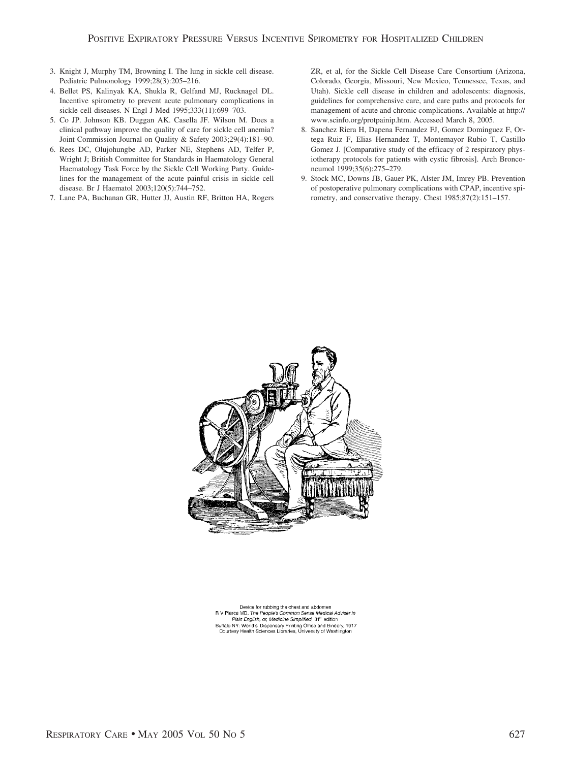3. Knight J, Murphy TM, Browning I. The lung in sickle cell disease. Pediatric Pulmonology 1999;28(3):205–216.
4. Bellet PS, Kalinyak KA, Shukla R, Gelfand MJ, Rucknagel DL. Incentive spirometry to prevent acute pulmonary complications in sickle cell diseases. N Engl J Med 1995;333(11):699–703.
5. Co JP. Johnson KB. Duggan AK. Casella JF. Wilson M. Does a clinical pathway improve the quality of care for sickle cell anemia? Joint Commission Journal on Quality & Safety 2003;29(4):181–90.
6. Rees DC, Olujohungbe AD, Parker NE, Stephens AD, Telfer P, Wright J; British Committee for Standards in Haematology General Haematology Task Force by the Sickle Cell Working Party. Guidelines for the management of the acute painful crisis in sickle cell disease. Br J Haematol 2003;120(5):744–752.
7. Lane PA, Buchanan GR, Hutter JJ, Austin RF, Britton HA, Rogers ZR, et al, for the Sickle Cell Disease Care Consortium (Arizona, Colorado, Georgia, Missouri, New Mexico, Tennessee, Texas, and Utah). Sickle cell disease in children and adolescents: diagnosis, guidelines for comprehensive care, and care paths and protocols for management of acute and chronic complications. Available at http://www.scinfo.org/protpainip.htm. Accessed March 8, 2005.
8. Sanchez Riera H, Dapena Fernandez FJ, Gomez Dominguez F, Ortega Ruiz F, Elias Hernandez T, Montemayor Rubio T, Castillo Gomez J. [Comparative study of the efficacy of 2 respiratory physiotherapy protocols for patients with cystic fibrosis]. Arch Bronconeumol 1999;35(6):275–279.
9. Stock MC, Downs JB, Gauer PK, Alster JM, Imrey PB. Prevention of postoperative pulmonary complications with CPAP, incentive spirometry, and conservative therapy. Chest 1985;87(2):151–157.

Device for rubbing the chest and abdomen
R V Pierce MD. *The People's Common Sense Medical Adviser in Plain English, or, Medicine Simplified*, 81st edition
Buffalo NY: World's Dispensary Printing Office and Bindery, 1917
Courtesy Health Sciences Libraries, University of Washington